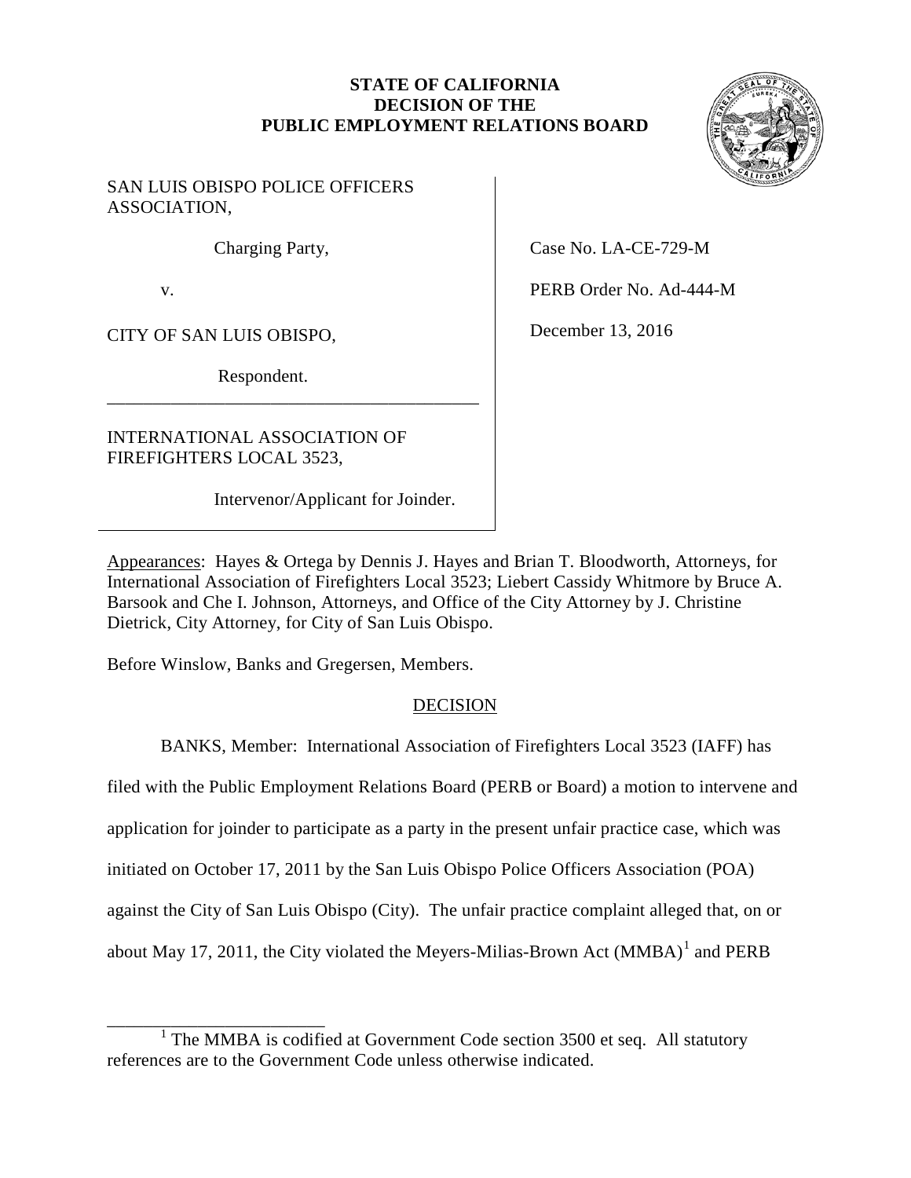**STATE OF CALIFORNIA**
**DECISION OF THE**
**PUBLIC EMPLOYMENT RELATIONS BOARD**

SAN LUIS OBISPO POLICE OFFICERS ASSOCIATION,

Charging Party,

v.

CITY OF SAN LUIS OBISPO,

Respondent.

---

INTERNATIONAL ASSOCIATION OF FIREFIGHTERS LOCAL 3523,

Intervenor/Applicant for Joinder.

Case No. LA-CE-729-M

PERB Order No. Ad-444-M

December 13, 2016

Appearances: Hayes & Ortega by Dennis J. Hayes and Brian T. Bloodworth, Attorneys, for International Association of Firefighters Local 3523; Liebert Cassidy Whitmore by Bruce A. Barsook and Che I. Johnson, Attorneys, and Office of the City Attorney by J. Christine Dietrick, City Attorney, for City of San Luis Obispo.

Before Winslow, Banks and Gregersen, Members.

DECISION

BANKS, Member: International Association of Firefighters Local 3523 (IAFF) has filed with the Public Employment Relations Board (PERB or Board) a motion to intervene and application for joinder to participate as a party in the present unfair practice case, which was initiated on October 17, 2011 by the San Luis Obispo Police Officers Association (POA) against the City of San Luis Obispo (City). The unfair practice complaint alleged that, on or about May 17, 2011, the City violated the Meyers-Milias-Brown Act (MMBA)[1] and PERB

---

[1] The MMBA is codified at Government Code section 3500 et seq. All statutory references are to the Government Code unless otherwise indicated.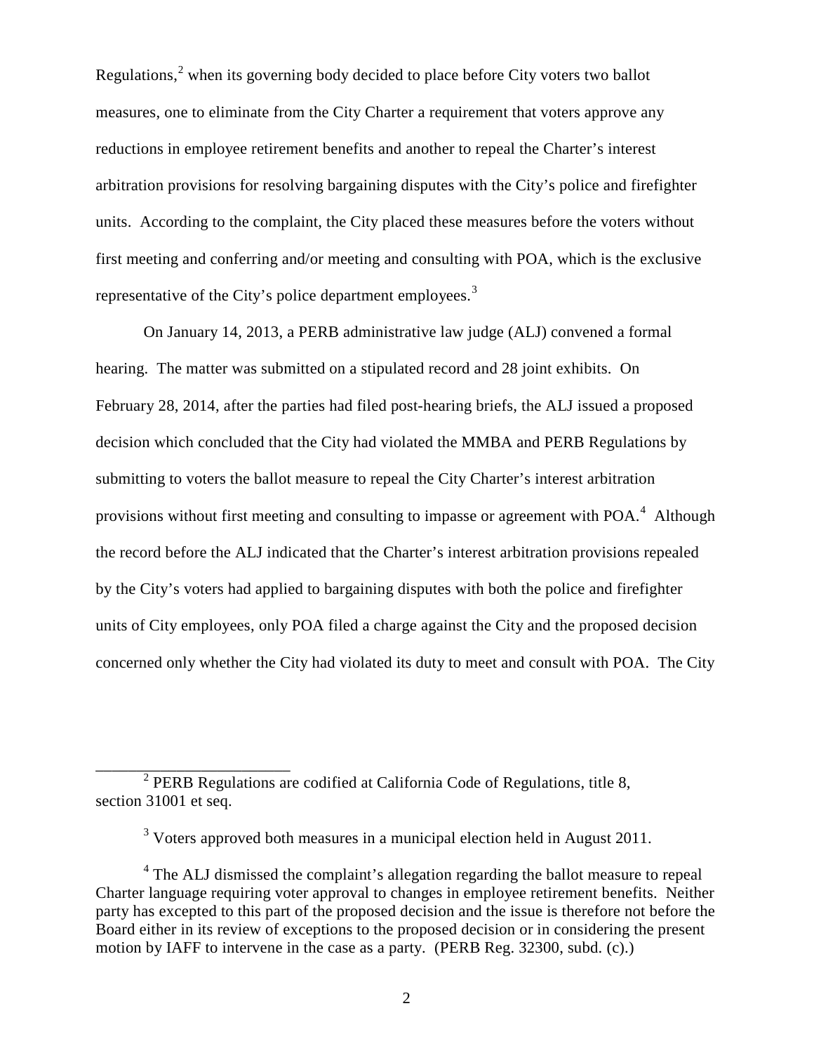Regulations,[2] when its governing body decided to place before City voters two ballot measures, one to eliminate from the City Charter a requirement that voters approve any reductions in employee retirement benefits and another to repeal the Charter's interest arbitration provisions for resolving bargaining disputes with the City's police and firefighter units. According to the complaint, the City placed these measures before the voters without first meeting and conferring and/or meeting and consulting with POA, which is the exclusive representative of the City's police department employees.[3]

On January 14, 2013, a PERB administrative law judge (ALJ) convened a formal hearing. The matter was submitted on a stipulated record and 28 joint exhibits. On February 28, 2014, after the parties had filed post-hearing briefs, the ALJ issued a proposed decision which concluded that the City had violated the MMBA and PERB Regulations by submitting to voters the ballot measure to repeal the City Charter's interest arbitration provisions without first meeting and consulting to impasse or agreement with POA.[4] Although the record before the ALJ indicated that the Charter's interest arbitration provisions repealed by the City's voters had applied to bargaining disputes with both the police and firefighter units of City employees, only POA filed a charge against the City and the proposed decision concerned only whether the City had violated its duty to meet and consult with POA. The City

---

[2] PERB Regulations are codified at California Code of Regulations, title 8, section 31001 et seq.

[3] Voters approved both measures in a municipal election held in August 2011.

[4] The ALJ dismissed the complaint's allegation regarding the ballot measure to repeal Charter language requiring voter approval to changes in employee retirement benefits. Neither party has excepted to this part of the proposed decision and the issue is therefore not before the Board either in its review of exceptions to the proposed decision or in considering the present motion by IAFF to intervene in the case as a party. (PERB Reg. 32300, subd. (c).)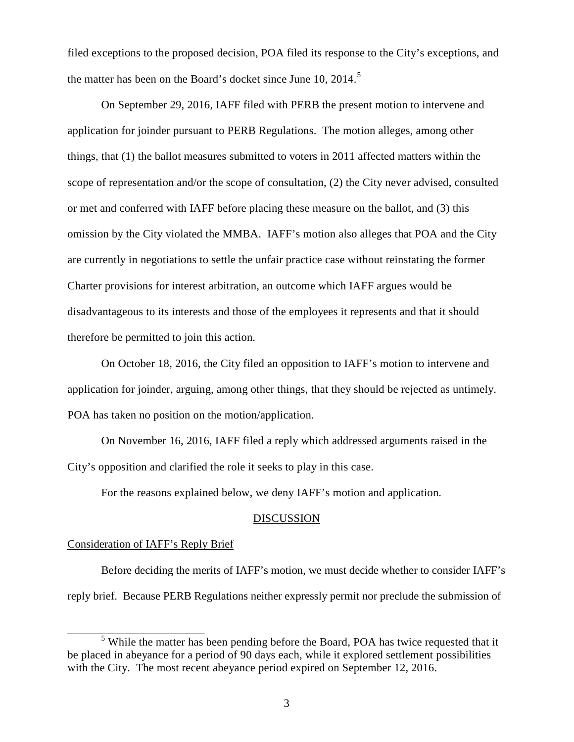filed exceptions to the proposed decision, POA filed its response to the City's exceptions, and the matter has been on the Board's docket since June 10, 2014.[5]

On September 29, 2016, IAFF filed with PERB the present motion to intervene and application for joinder pursuant to PERB Regulations. The motion alleges, among other things, that (1) the ballot measures submitted to voters in 2011 affected matters within the scope of representation and/or the scope of consultation, (2) the City never advised, consulted or met and conferred with IAFF before placing these measure on the ballot, and (3) this omission by the City violated the MMBA. IAFF's motion also alleges that POA and the City are currently in negotiations to settle the unfair practice case without reinstating the former Charter provisions for interest arbitration, an outcome which IAFF argues would be disadvantageous to its interests and those of the employees it represents and that it should therefore be permitted to join this action.

On October 18, 2016, the City filed an opposition to IAFF's motion to intervene and application for joinder, arguing, among other things, that they should be rejected as untimely. POA has taken no position on the motion/application.

On November 16, 2016, IAFF filed a reply which addressed arguments raised in the City's opposition and clarified the role it seeks to play in this case.

For the reasons explained below, we deny IAFF's motion and application.

## DISCUSSION

### Consideration of IAFF's Reply Brief

Before deciding the merits of IAFF's motion, we must decide whether to consider IAFF's reply brief. Because PERB Regulations neither expressly permit nor preclude the submission of

---

[5] While the matter has been pending before the Board, POA has twice requested that it be placed in abeyance for a period of 90 days each, while it explored settlement possibilities with the City. The most recent abeyance period expired on September 12, 2016.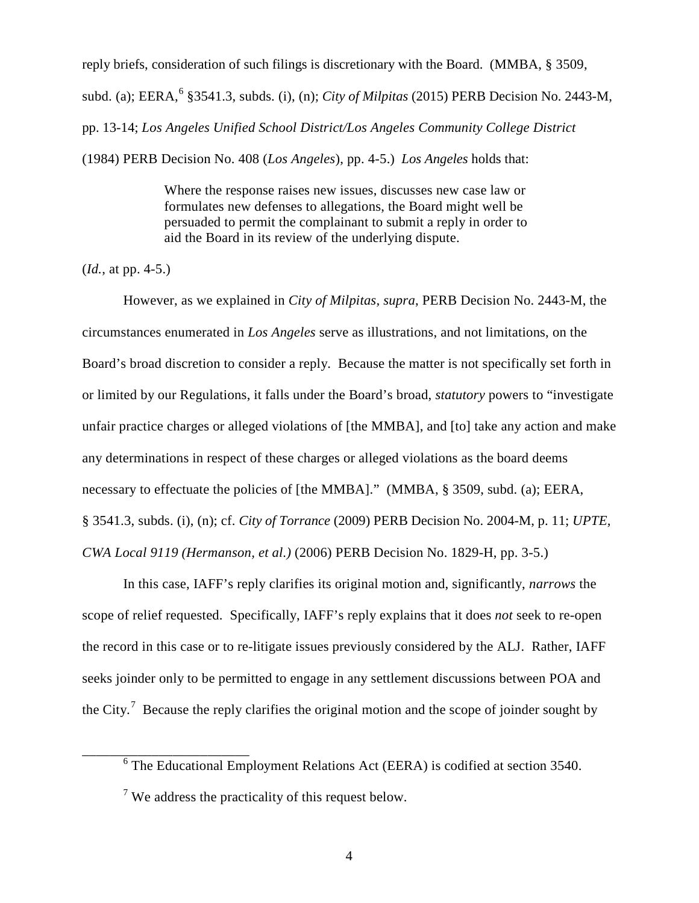reply briefs, consideration of such filings is discretionary with the Board. (MMBA, § 3509, subd. (a); EERA,[6] §3541.3, subds. (i), (n); *City of Milpitas* (2015) PERB Decision No. 2443-M, pp. 13-14; *Los Angeles Unified School District/Los Angeles Community College District* (1984) PERB Decision No. 408 (*Los Angeles*), pp. 4-5.) *Los Angeles* holds that:

> Where the response raises new issues, discusses new case law or formulates new defenses to allegations, the Board might well be persuaded to permit the complainant to submit a reply in order to aid the Board in its review of the underlying dispute.

(*Id.*, at pp. 4-5.)

However, as we explained in *City of Milpitas, supra*, PERB Decision No. 2443-M, the circumstances enumerated in *Los Angeles* serve as illustrations, and not limitations, on the Board's broad discretion to consider a reply. Because the matter is not specifically set forth in or limited by our Regulations, it falls under the Board's broad, *statutory* powers to "investigate unfair practice charges or alleged violations of [the MMBA], and [to] take any action and make any determinations in respect of these charges or alleged violations as the board deems necessary to effectuate the policies of [the MMBA]." (MMBA, § 3509, subd. (a); EERA, § 3541.3, subds. (i), (n); cf. *City of Torrance* (2009) PERB Decision No. 2004-M, p. 11; *UPTE, CWA Local 9119 (Hermanson, et al.)* (2006) PERB Decision No. 1829-H, pp. 3-5.)

In this case, IAFF's reply clarifies its original motion and, significantly, *narrows* the scope of relief requested. Specifically, IAFF's reply explains that it does *not* seek to re-open the record in this case or to re-litigate issues previously considered by the ALJ. Rather, IAFF seeks joinder only to be permitted to engage in any settlement discussions between POA and the City.[7] Because the reply clarifies the original motion and the scope of joinder sought by

---

[6] The Educational Employment Relations Act (EERA) is codified at section 3540.

[7] We address the practicality of this request below.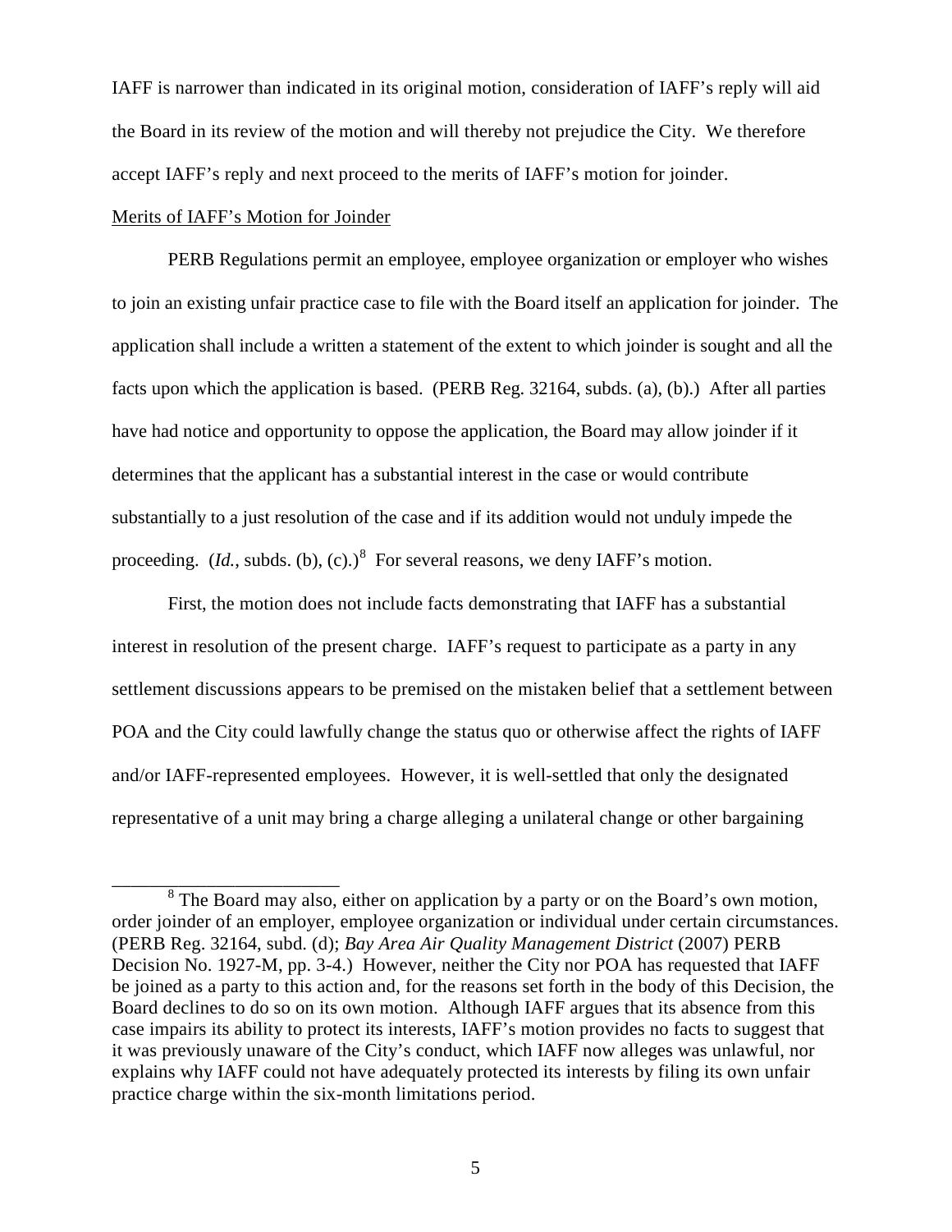IAFF is narrower than indicated in its original motion, consideration of IAFF's reply will aid the Board in its review of the motion and will thereby not prejudice the City. We therefore accept IAFF's reply and next proceed to the merits of IAFF's motion for joinder.

Merits of IAFF's Motion for Joinder

PERB Regulations permit an employee, employee organization or employer who wishes to join an existing unfair practice case to file with the Board itself an application for joinder. The application shall include a written a statement of the extent to which joinder is sought and all the facts upon which the application is based. (PERB Reg. 32164, subds. (a), (b).) After all parties have had notice and opportunity to oppose the application, the Board may allow joinder if it determines that the applicant has a substantial interest in the case or would contribute substantially to a just resolution of the case and if its addition would not unduly impede the proceeding. (*Id.*, subds. (b), (c).)[8] For several reasons, we deny IAFF's motion.

First, the motion does not include facts demonstrating that IAFF has a substantial interest in resolution of the present charge. IAFF's request to participate as a party in any settlement discussions appears to be premised on the mistaken belief that a settlement between POA and the City could lawfully change the status quo or otherwise affect the rights of IAFF and/or IAFF-represented employees. However, it is well-settled that only the designated representative of a unit may bring a charge alleging a unilateral change or other bargaining

---

[8] The Board may also, either on application by a party or on the Board's own motion, order joinder of an employer, employee organization or individual under certain circumstances. (PERB Reg. 32164, subd. (d); *Bay Area Air Quality Management District* (2007) PERB Decision No. 1927-M, pp. 3-4.) However, neither the City nor POA has requested that IAFF be joined as a party to this action and, for the reasons set forth in the body of this Decision, the Board declines to do so on its own motion. Although IAFF argues that its absence from this case impairs its ability to protect its interests, IAFF's motion provides no facts to suggest that it was previously unaware of the City's conduct, which IAFF now alleges was unlawful, nor explains why IAFF could not have adequately protected its interests by filing its own unfair practice charge within the six-month limitations period.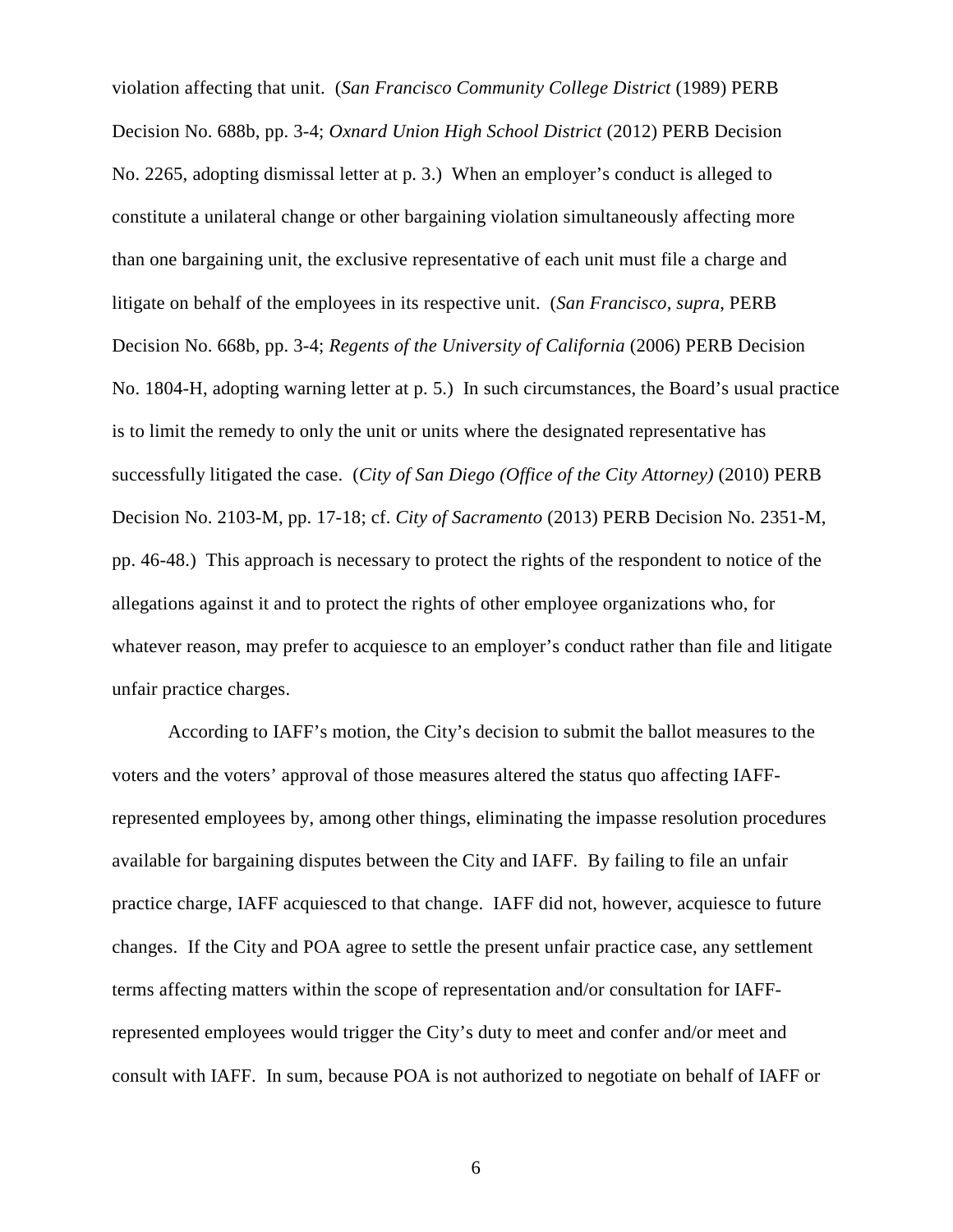violation affecting that unit. (*San Francisco Community College District* (1989) PERB Decision No. 688b, pp. 3-4; *Oxnard Union High School District* (2012) PERB Decision No. 2265, adopting dismissal letter at p. 3.) When an employer's conduct is alleged to constitute a unilateral change or other bargaining violation simultaneously affecting more than one bargaining unit, the exclusive representative of each unit must file a charge and litigate on behalf of the employees in its respective unit. (*San Francisco*, *supra*, PERB Decision No. 668b, pp. 3-4; *Regents of the University of California* (2006) PERB Decision No. 1804-H, adopting warning letter at p. 5.) In such circumstances, the Board's usual practice is to limit the remedy to only the unit or units where the designated representative has successfully litigated the case. (*City of San Diego (Office of the City Attorney)* (2010) PERB Decision No. 2103-M, pp. 17-18; cf. *City of Sacramento* (2013) PERB Decision No. 2351-M, pp. 46-48.) This approach is necessary to protect the rights of the respondent to notice of the allegations against it and to protect the rights of other employee organizations who, for whatever reason, may prefer to acquiesce to an employer's conduct rather than file and litigate unfair practice charges.

According to IAFF's motion, the City's decision to submit the ballot measures to the voters and the voters' approval of those measures altered the status quo affecting IAFF-represented employees by, among other things, eliminating the impasse resolution procedures available for bargaining disputes between the City and IAFF. By failing to file an unfair practice charge, IAFF acquiesced to that change. IAFF did not, however, acquiesce to future changes. If the City and POA agree to settle the present unfair practice case, any settlement terms affecting matters within the scope of representation and/or consultation for IAFF-represented employees would trigger the City's duty to meet and confer and/or meet and consult with IAFF. In sum, because POA is not authorized to negotiate on behalf of IAFF or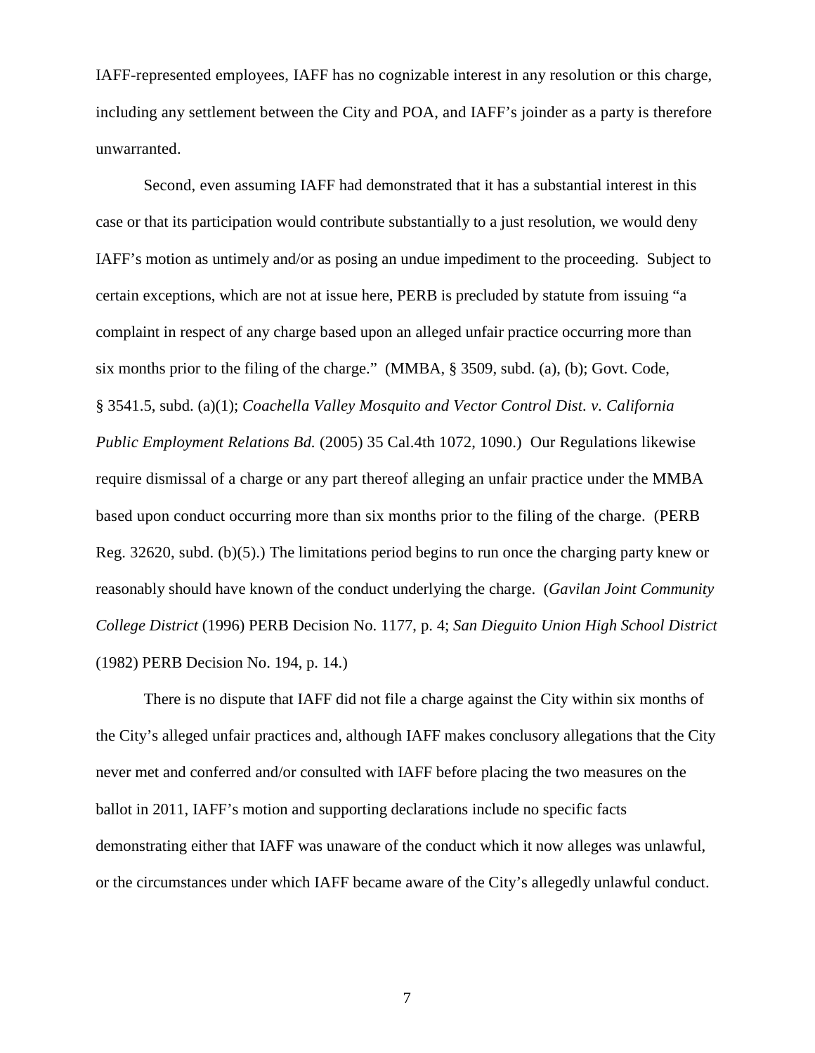IAFF-represented employees, IAFF has no cognizable interest in any resolution or this charge, including any settlement between the City and POA, and IAFF's joinder as a party is therefore unwarranted.

Second, even assuming IAFF had demonstrated that it has a substantial interest in this case or that its participation would contribute substantially to a just resolution, we would deny IAFF's motion as untimely and/or as posing an undue impediment to the proceeding. Subject to certain exceptions, which are not at issue here, PERB is precluded by statute from issuing "a complaint in respect of any charge based upon an alleged unfair practice occurring more than six months prior to the filing of the charge." (MMBA, § 3509, subd. (a), (b); Govt. Code, § 3541.5, subd. (a)(1); *Coachella Valley Mosquito and Vector Control Dist. v. California Public Employment Relations Bd.* (2005) 35 Cal.4th 1072, 1090.) Our Regulations likewise require dismissal of a charge or any part thereof alleging an unfair practice under the MMBA based upon conduct occurring more than six months prior to the filing of the charge. (PERB Reg. 32620, subd. (b)(5).) The limitations period begins to run once the charging party knew or reasonably should have known of the conduct underlying the charge. (*Gavilan Joint Community College District* (1996) PERB Decision No. 1177, p. 4; *San Dieguito Union High School District* (1982) PERB Decision No. 194, p. 14.)

There is no dispute that IAFF did not file a charge against the City within six months of the City's alleged unfair practices and, although IAFF makes conclusory allegations that the City never met and conferred and/or consulted with IAFF before placing the two measures on the ballot in 2011, IAFF's motion and supporting declarations include no specific facts demonstrating either that IAFF was unaware of the conduct which it now alleges was unlawful, or the circumstances under which IAFF became aware of the City's allegedly unlawful conduct.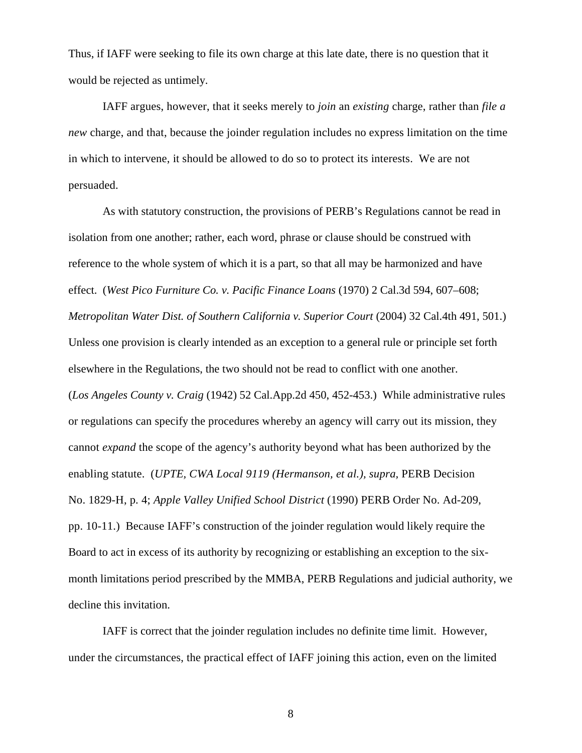Thus, if IAFF were seeking to file its own charge at this late date, there is no question that it would be rejected as untimely.

IAFF argues, however, that it seeks merely to *join* an *existing* charge, rather than *file a new* charge, and that, because the joinder regulation includes no express limitation on the time in which to intervene, it should be allowed to do so to protect its interests. We are not persuaded.

As with statutory construction, the provisions of PERB's Regulations cannot be read in isolation from one another; rather, each word, phrase or clause should be construed with reference to the whole system of which it is a part, so that all may be harmonized and have effect. (*West Pico Furniture Co. v. Pacific Finance Loans* (1970) 2 Cal.3d 594, 607–608; *Metropolitan Water Dist. of Southern California v. Superior Court* (2004) 32 Cal.4th 491, 501.) Unless one provision is clearly intended as an exception to a general rule or principle set forth elsewhere in the Regulations, the two should not be read to conflict with one another. (*Los Angeles County v. Craig* (1942) 52 Cal.App.2d 450, 452-453.) While administrative rules or regulations can specify the procedures whereby an agency will carry out its mission, they cannot *expand* the scope of the agency's authority beyond what has been authorized by the enabling statute. (*UPTE, CWA Local 9119 (Hermanson, et al.), supra,* PERB Decision No. 1829-H, p. 4; *Apple Valley Unified School District* (1990) PERB Order No. Ad-209, pp. 10-11.) Because IAFF's construction of the joinder regulation would likely require the Board to act in excess of its authority by recognizing or establishing an exception to the six-month limitations period prescribed by the MMBA, PERB Regulations and judicial authority, we decline this invitation.

IAFF is correct that the joinder regulation includes no definite time limit. However, under the circumstances, the practical effect of IAFF joining this action, even on the limited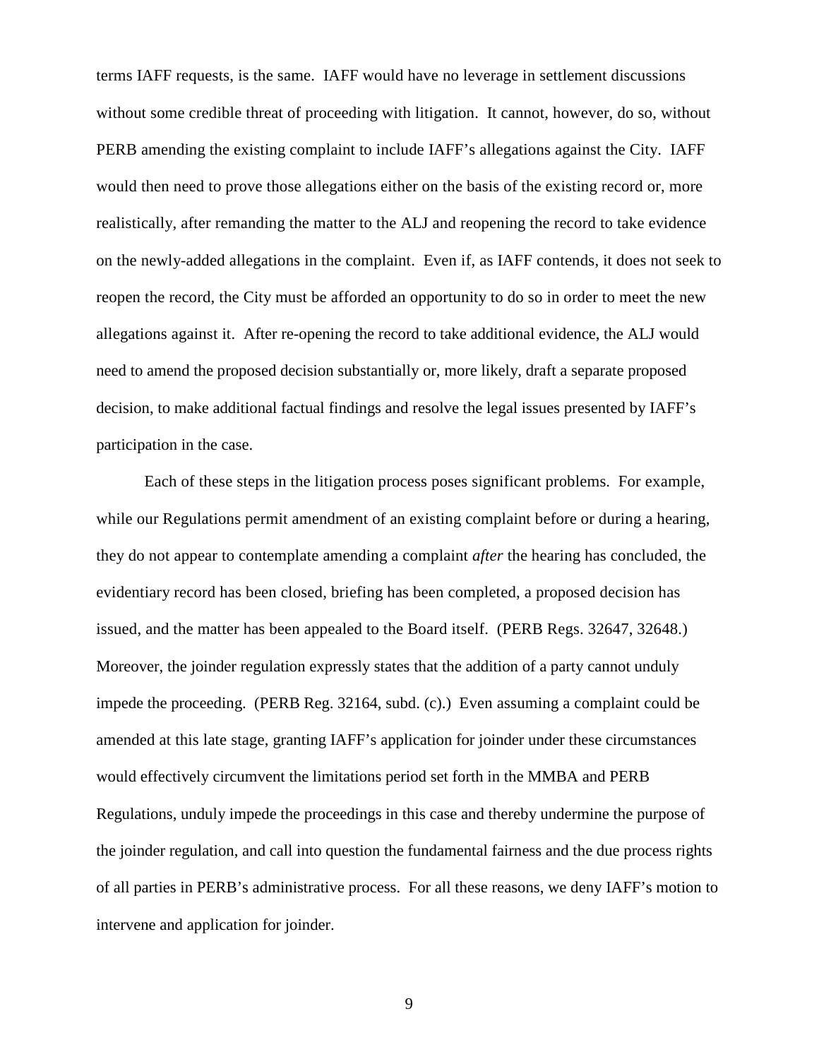terms IAFF requests, is the same. IAFF would have no leverage in settlement discussions without some credible threat of proceeding with litigation. It cannot, however, do so, without PERB amending the existing complaint to include IAFF's allegations against the City. IAFF would then need to prove those allegations either on the basis of the existing record or, more realistically, after remanding the matter to the ALJ and reopening the record to take evidence on the newly-added allegations in the complaint. Even if, as IAFF contends, it does not seek to reopen the record, the City must be afforded an opportunity to do so in order to meet the new allegations against it. After re-opening the record to take additional evidence, the ALJ would need to amend the proposed decision substantially or, more likely, draft a separate proposed decision, to make additional factual findings and resolve the legal issues presented by IAFF's participation in the case.

Each of these steps in the litigation process poses significant problems. For example, while our Regulations permit amendment of an existing complaint before or during a hearing, they do not appear to contemplate amending a complaint *after* the hearing has concluded, the evidentiary record has been closed, briefing has been completed, a proposed decision has issued, and the matter has been appealed to the Board itself. (PERB Regs. 32647, 32648.) Moreover, the joinder regulation expressly states that the addition of a party cannot unduly impede the proceeding. (PERB Reg. 32164, subd. (c).) Even assuming a complaint could be amended at this late stage, granting IAFF's application for joinder under these circumstances would effectively circumvent the limitations period set forth in the MMBA and PERB Regulations, unduly impede the proceedings in this case and thereby undermine the purpose of the joinder regulation, and call into question the fundamental fairness and the due process rights of all parties in PERB's administrative process. For all these reasons, we deny IAFF's motion to intervene and application for joinder.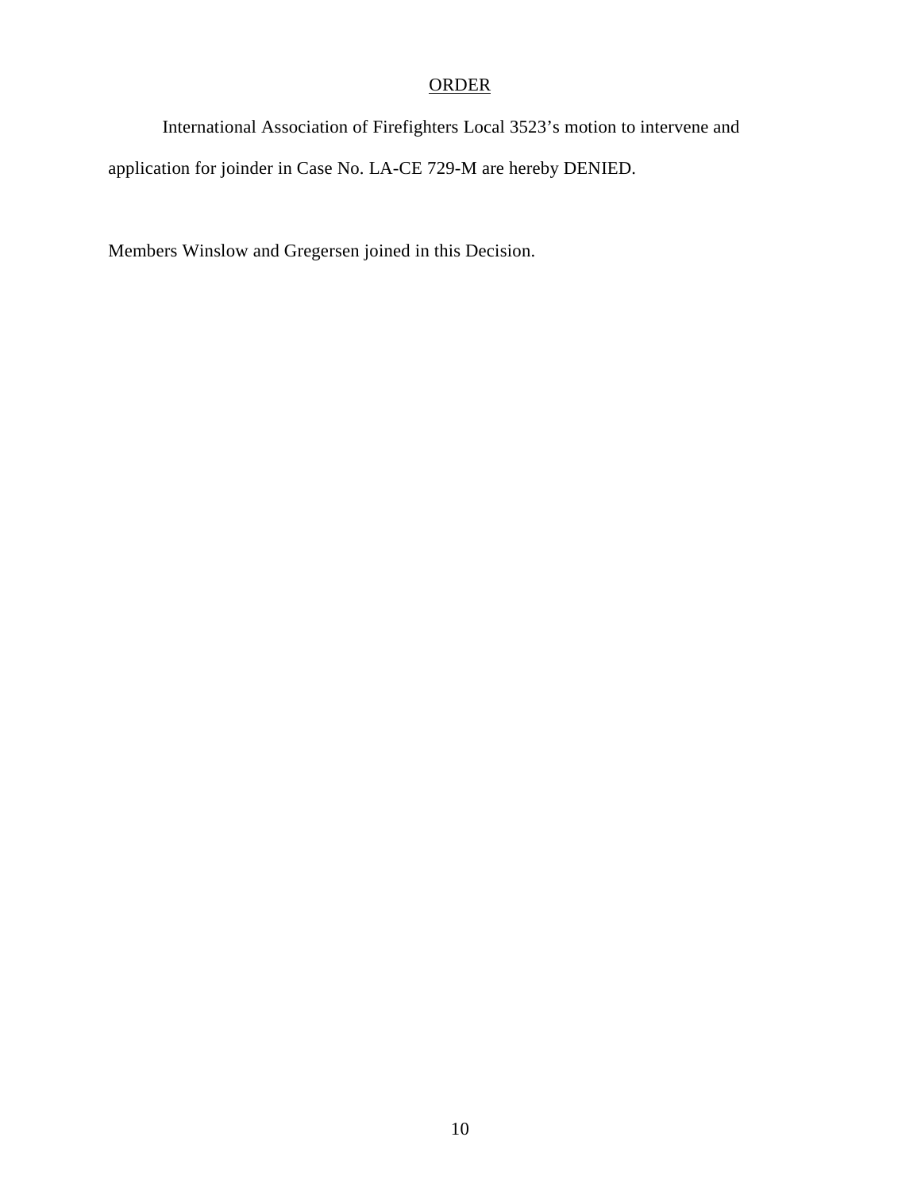## ORDER

International Association of Firefighters Local 3523's motion to intervene and application for joinder in Case No. LA-CE 729-M are hereby DENIED.

Members Winslow and Gregersen joined in this Decision.